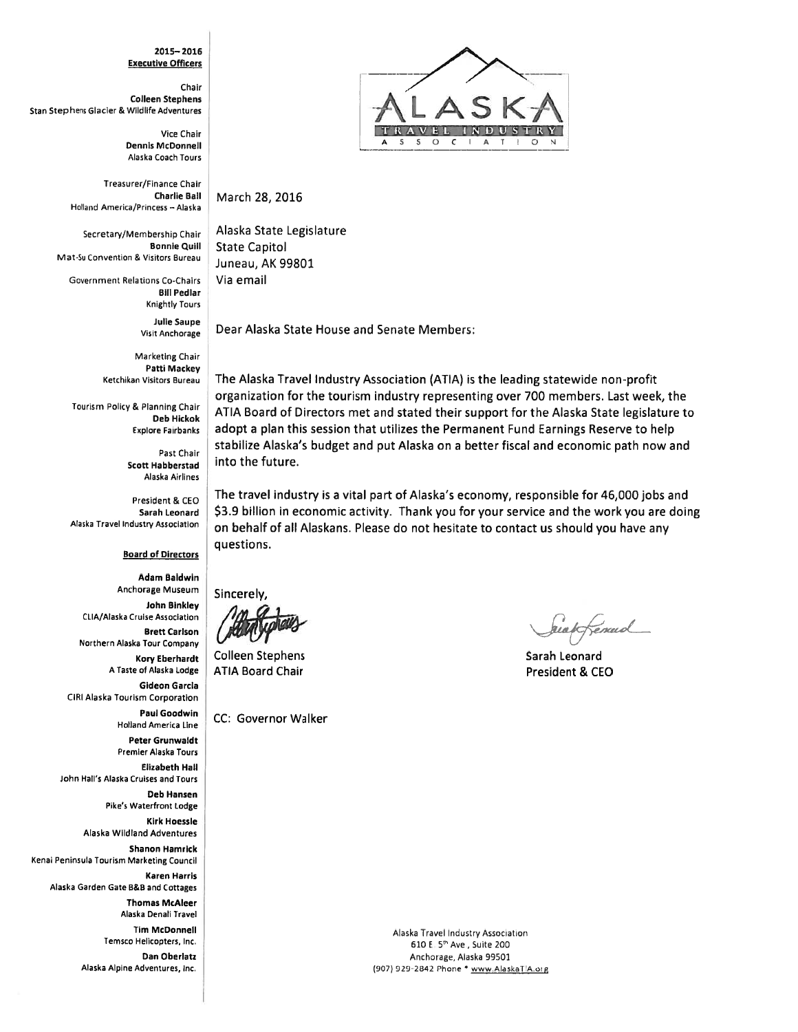**2015–2016**
**Executive Officers**

Chair
**Colleen Stephens**
Stan Stephens Glacier & Wildlife Adventures

Vice Chair
**Dennis McDonnell**
Alaska Coach Tours

Treasurer/Finance Chair
**Charlie Ball**
Holland America/Princess – Alaska

Secretary/Membership Chair
**Bonnie Quill**
Mat-Su Convention & Visitors Bureau

Government Relations Co-Chairs
**Bill Pedlar**
Knightly Tours

**Julie Saupe**
Visit Anchorage

Marketing Chair
**Patti Mackey**
Ketchikan Visitors Bureau

Tourism Policy & Planning Chair
**Deb Hickok**
Explore Fairbanks

Past Chair
**Scott Habberstad**
Alaska Airlines

President & CEO
**Sarah Leonard**
Alaska Travel Industry Association

**Board of Directors**

**Adam Baldwin**
Anchorage Museum

**John Binkley**
CLIA/Alaska Cruise Association

**Brett Carlson**
Northern Alaska Tour Company

**Kory Eberhardt**
A Taste of Alaska Lodge

**Gideon Garcia**
CIRI Alaska Tourism Corporation

**Paul Goodwin**
Holland America Line

**Peter Grunwaldt**
Premier Alaska Tours

**Elizabeth Hall**
John Hall's Alaska Cruises and Tours

**Deb Hansen**
Pike's Waterfront Lodge

**Kirk Hoessle**
Alaska Wildland Adventures

**Shanon Hamrick**
Kenai Peninsula Tourism Marketing Council

**Karen Harris**
Alaska Garden Gate B&B and Cottages

**Thomas McAleer**
Alaska Denali Travel

**Tim McDonnell**
Temsco Helicopters, Inc.

**Dan Oberlatz**
Alaska Alpine Adventures, Inc.

ALASKA TRAVEL INDUSTRY ASSOCIATION

March 28, 2016

Alaska State Legislature
State Capitol
Juneau, AK 99801
Via email

Dear Alaska State House and Senate Members:

The Alaska Travel Industry Association (ATIA) is the leading statewide non-profit organization for the tourism industry representing over 700 members. Last week, the ATIA Board of Directors met and stated their support for the Alaska State legislature to adopt a plan this session that utilizes the Permanent Fund Earnings Reserve to help stabilize Alaska's budget and put Alaska on a better fiscal and economic path now and into the future.

The travel industry is a vital part of Alaska's economy, responsible for 46,000 jobs and $3.9 billion in economic activity. Thank you for your service and the work you are doing on behalf of all Alaskans. Please do not hesitate to contact us should you have any questions.

Sincerely,

Colleen Stephens
ATIA Board Chair

Sarah Leonard
President & CEO

CC: Governor Walker

Alaska Travel Industry Association
610 E. 5th Ave., Suite 200
Anchorage, Alaska 99501
(907) 929-2842 Phone * www.AlaskaTIA.org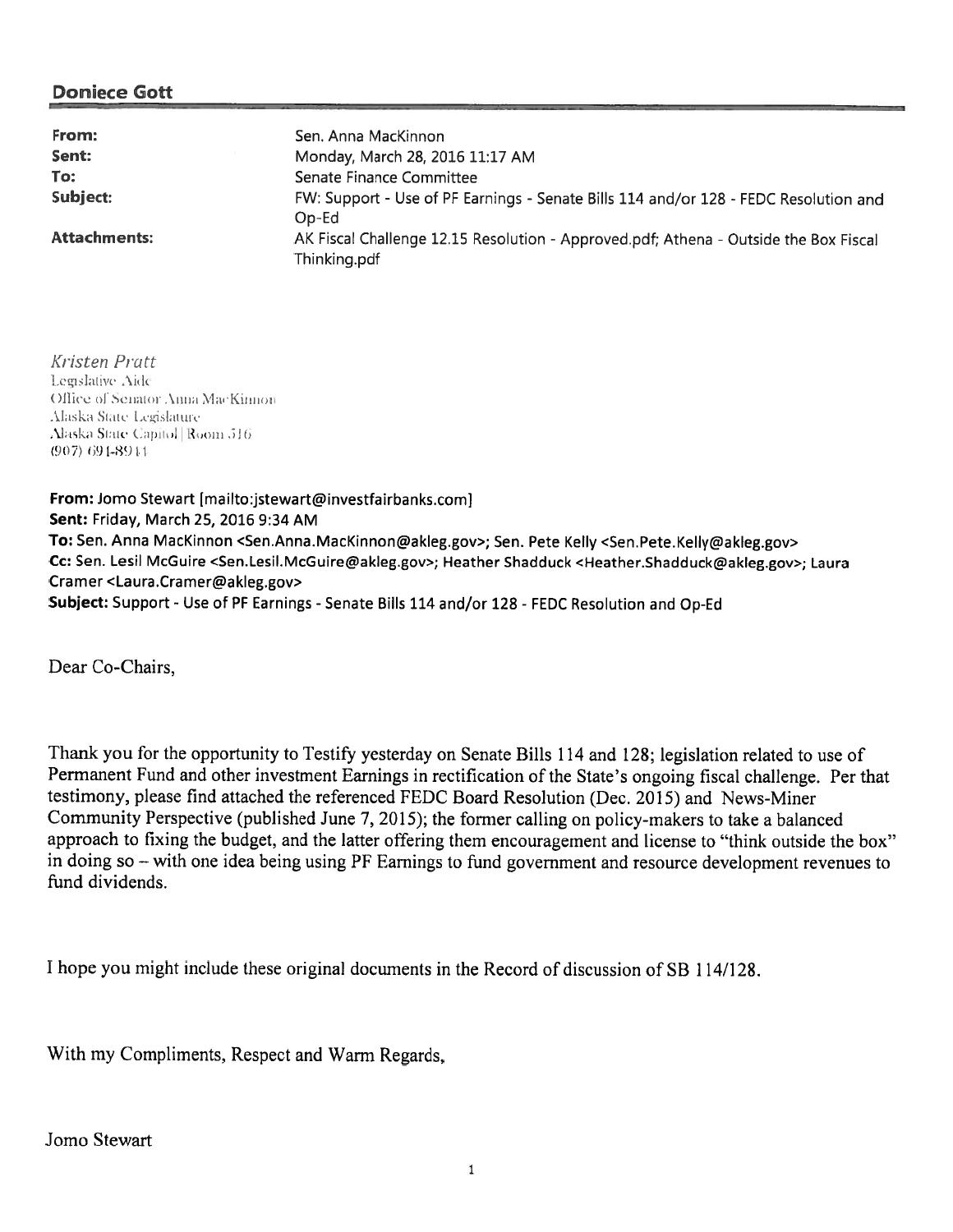## Doniece Gott

| | |
|---|---|
| **From:** | Sen. Anna MacKinnon |
| **Sent:** | Monday, March 28, 2016 11:17 AM |
| **To:** | Senate Finance Committee |
| **Subject:** | FW: Support - Use of PF Earnings - Senate Bills 114 and/or 128 - FEDC Resolution and Op-Ed |
| **Attachments:** | AK Fiscal Challenge 12.15 Resolution - Approved.pdf; Athena - Outside the Box Fiscal Thinking.pdf |

*Kristen Pratt*
Legislative Aide
Office of Senator Anna MacKinnon
Alaska State Legislature
Alaska State Capitol | Room 516
(907) 691-8914

**From:** Jomo Stewart [mailto:jstewart@investfairbanks.com]
**Sent:** Friday, March 25, 2016 9:34 AM
**To:** Sen. Anna MacKinnon <Sen.Anna.MacKinnon@akleg.gov>; Sen. Pete Kelly <Sen.Pete.Kelly@akleg.gov>
**Cc:** Sen. Lesil McGuire <Sen.Lesil.McGuire@akleg.gov>; Heather Shadduck <Heather.Shadduck@akleg.gov>; Laura Cramer <Laura.Cramer@akleg.gov>
**Subject:** Support - Use of PF Earnings - Senate Bills 114 and/or 128 - FEDC Resolution and Op-Ed

Dear Co-Chairs,

Thank you for the opportunity to Testify yesterday on Senate Bills 114 and 128; legislation related to use of Permanent Fund and other investment Earnings in rectification of the State's ongoing fiscal challenge. Per that testimony, please find attached the referenced FEDC Board Resolution (Dec. 2015) and News-Miner Community Perspective (published June 7, 2015); the former calling on policy-makers to take a balanced approach to fixing the budget, and the latter offering them encouragement and license to "think outside the box" in doing so – with one idea being using PF Earnings to fund government and resource development revenues to fund dividends.

I hope you might include these original documents in the Record of discussion of SB 114/128.

With my Compliments, Respect and Warm Regards,

Jomo Stewart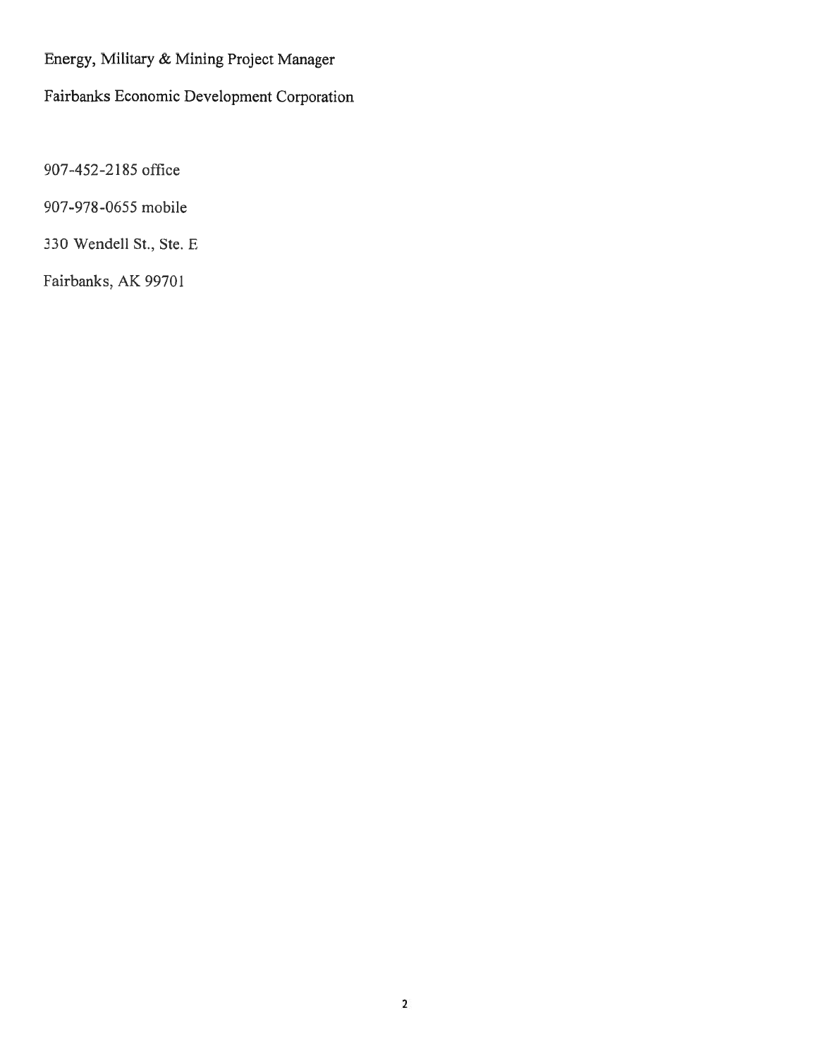Energy, Military & Mining Project Manager

Fairbanks Economic Development Corporation

907-452-2185 office

907-978-0655 mobile

330 Wendell St., Ste. E

Fairbanks, AK 99701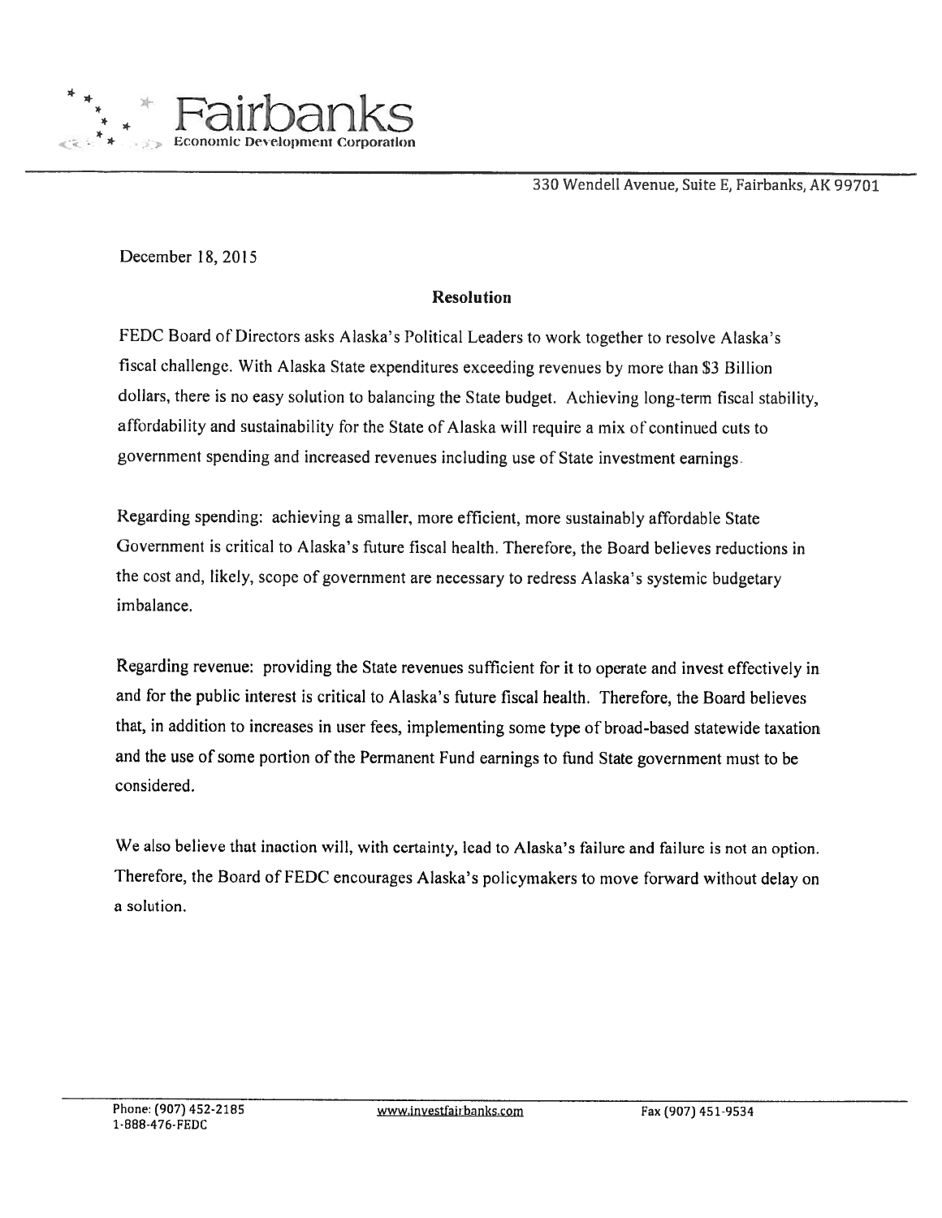# Fairbanks
**Economic Development Corporation**

330 Wendell Avenue, Suite E, Fairbanks, AK 99701

December 18, 2015

## Resolution

FEDC Board of Directors asks Alaska's Political Leaders to work together to resolve Alaska's fiscal challenge. With Alaska State expenditures exceeding revenues by more than $3 Billion dollars, there is no easy solution to balancing the State budget. Achieving long-term fiscal stability, affordability and sustainability for the State of Alaska will require a mix of continued cuts to government spending and increased revenues including use of State investment earnings.

Regarding spending: achieving a smaller, more efficient, more sustainably affordable State Government is critical to Alaska's future fiscal health. Therefore, the Board believes reductions in the cost and, likely, scope of government are necessary to redress Alaska's systemic budgetary imbalance.

Regarding revenue: providing the State revenues sufficient for it to operate and invest effectively in and for the public interest is critical to Alaska's future fiscal health. Therefore, the Board believes that, in addition to increases in user fees, implementing some type of broad-based statewide taxation and the use of some portion of the Permanent Fund earnings to fund State government must to be considered.

We also believe that inaction will, with certainty, lead to Alaska's failure and failure is not an option. Therefore, the Board of FEDC encourages Alaska's policymakers to move forward without delay on a solution.

Phone: (907) 452-2185
1-888-476-FEDC

www.investfairbanks.com

Fax (907) 451-9534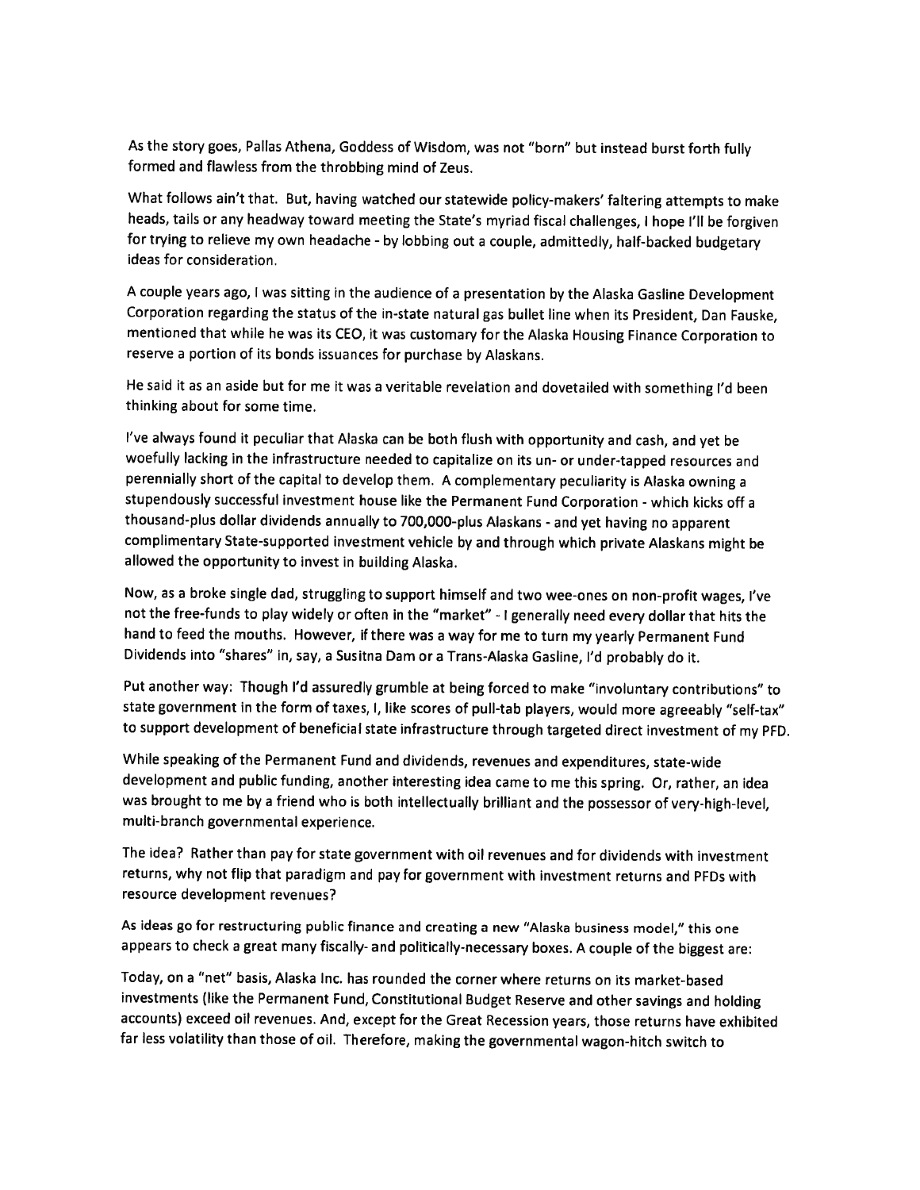As the story goes, Pallas Athena, Goddess of Wisdom, was not "born" but instead burst forth fully formed and flawless from the throbbing mind of Zeus.

What follows ain't that. But, having watched our statewide policy-makers' faltering attempts to make heads, tails or any headway toward meeting the State's myriad fiscal challenges, I hope I'll be forgiven for trying to relieve my own headache - by lobbing out a couple, admittedly, half-backed budgetary ideas for consideration.

A couple years ago, I was sitting in the audience of a presentation by the Alaska Gasline Development Corporation regarding the status of the in-state natural gas bullet line when its President, Dan Fauske, mentioned that while he was its CEO, it was customary for the Alaska Housing Finance Corporation to reserve a portion of its bonds issuances for purchase by Alaskans.

He said it as an aside but for me it was a veritable revelation and dovetailed with something I'd been thinking about for some time.

I've always found it peculiar that Alaska can be both flush with opportunity and cash, and yet be woefully lacking in the infrastructure needed to capitalize on its un- or under-tapped resources and perennially short of the capital to develop them. A complementary peculiarity is Alaska owning a stupendously successful investment house like the Permanent Fund Corporation - which kicks off a thousand-plus dollar dividends annually to 700,000-plus Alaskans - and yet having no apparent complimentary State-supported investment vehicle by and through which private Alaskans might be allowed the opportunity to invest in building Alaska.

Now, as a broke single dad, struggling to support himself and two wee-ones on non-profit wages, I've not the free-funds to play widely or often in the "market" - I generally need every dollar that hits the hand to feed the mouths. However, if there was a way for me to turn my yearly Permanent Fund Dividends into "shares" in, say, a Susitna Dam or a Trans-Alaska Gasline, I'd probably do it.

Put another way: Though I'd assuredly grumble at being forced to make "involuntary contributions" to state government in the form of taxes, I, like scores of pull-tab players, would more agreeably "self-tax" to support development of beneficial state infrastructure through targeted direct investment of my PFD.

While speaking of the Permanent Fund and dividends, revenues and expenditures, state-wide development and public funding, another interesting idea came to me this spring. Or, rather, an idea was brought to me by a friend who is both intellectually brilliant and the possessor of very-high-level, multi-branch governmental experience.

The idea? Rather than pay for state government with oil revenues and for dividends with investment returns, why not flip that paradigm and pay for government with investment returns and PFDs with resource development revenues?

As ideas go for restructuring public finance and creating a new "Alaska business model," this one appears to check a great many fiscally- and politically-necessary boxes. A couple of the biggest are:

Today, on a "net" basis, Alaska Inc. has rounded the corner where returns on its market-based investments (like the Permanent Fund, Constitutional Budget Reserve and other savings and holding accounts) exceed oil revenues. And, except for the Great Recession years, those returns have exhibited far less volatility than those of oil. Therefore, making the governmental wagon-hitch switch to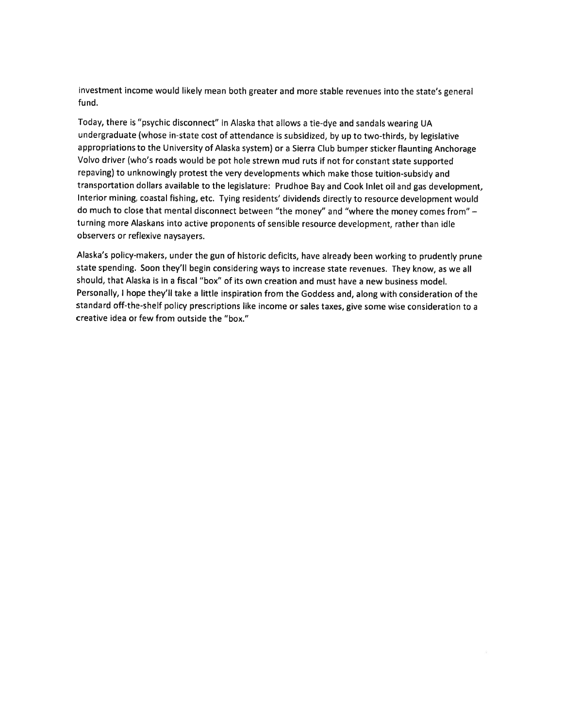investment income would likely mean both greater and more stable revenues into the state's general fund.

Today, there is "psychic disconnect" in Alaska that allows a tie-dye and sandals wearing UA undergraduate (whose in-state cost of attendance is subsidized, by up to two-thirds, by legislative appropriations to the University of Alaska system) or a Sierra Club bumper sticker flaunting Anchorage Volvo driver (who's roads would be pot hole strewn mud ruts if not for constant state supported repaving) to unknowingly protest the very developments which make those tuition-subsidy and transportation dollars available to the legislature: Prudhoe Bay and Cook Inlet oil and gas development, Interior mining, coastal fishing, etc. Tying residents' dividends directly to resource development would do much to close that mental disconnect between "the money" and "where the money comes from" – turning more Alaskans into active proponents of sensible resource development, rather than idle observers or reflexive naysayers.

Alaska's policy-makers, under the gun of historic deficits, have already been working to prudently prune state spending. Soon they'll begin considering ways to increase state revenues. They know, as we all should, that Alaska is in a fiscal "box" of its own creation and must have a new business model. Personally, I hope they'll take a little inspiration from the Goddess and, along with consideration of the standard off-the-shelf policy prescriptions like income or sales taxes, give some wise consideration to a creative idea or few from outside the "box."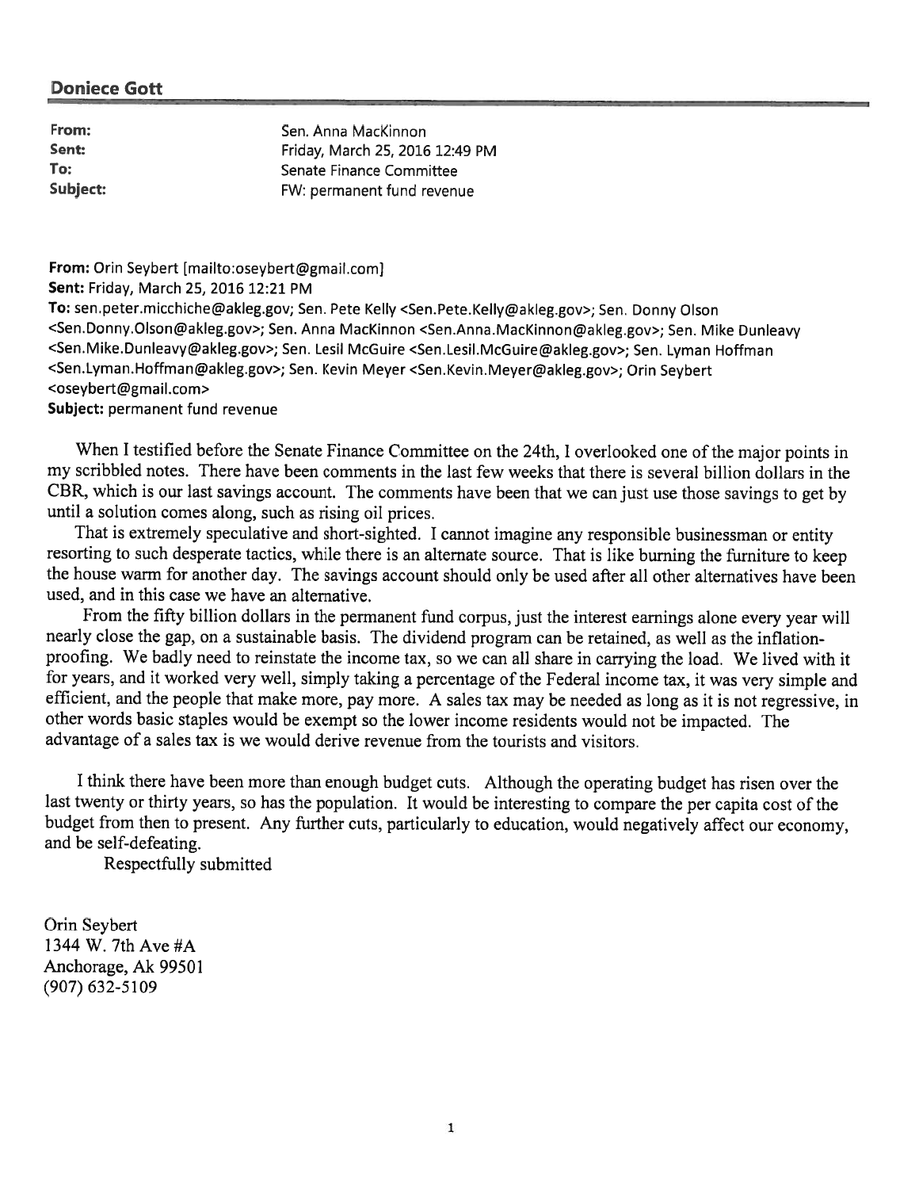**Doniece Gott**

| | |
|---|---|
| **From:** | Sen. Anna MacKinnon |
| **Sent:** | Friday, March 25, 2016 12:49 PM |
| **To:** | Senate Finance Committee |
| **Subject:** | FW: permanent fund revenue |

**From:** Orin Seybert [mailto:oseybert@gmail.com]
**Sent:** Friday, March 25, 2016 12:21 PM
**To:** sen.peter.micchiche@akleg.gov; Sen. Pete Kelly <Sen.Pete.Kelly@akleg.gov>; Sen. Donny Olson <Sen.Donny.Olson@akleg.gov>; Sen. Anna MacKinnon <Sen.Anna.MacKinnon@akleg.gov>; Sen. Mike Dunleavy <Sen.Mike.Dunleavy@akleg.gov>; Sen. Lesil McGuire <Sen.Lesil.McGuire@akleg.gov>; Sen. Lyman Hoffman <Sen.Lyman.Hoffman@akleg.gov>; Sen. Kevin Meyer <Sen.Kevin.Meyer@akleg.gov>; Orin Seybert <oseybert@gmail.com>
**Subject:** permanent fund revenue

When I testified before the Senate Finance Committee on the 24th, I overlooked one of the major points in my scribbled notes. There have been comments in the last few weeks that there is several billion dollars in the CBR, which is our last savings account. The comments have been that we can just use those savings to get by until a solution comes along, such as rising oil prices.

That is extremely speculative and short-sighted. I cannot imagine any responsible businessman or entity resorting to such desperate tactics, while there is an alternate source. That is like burning the furniture to keep the house warm for another day. The savings account should only be used after all other alternatives have been used, and in this case we have an alternative.

From the fifty billion dollars in the permanent fund corpus, just the interest earnings alone every year will nearly close the gap, on a sustainable basis. The dividend program can be retained, as well as the inflation-proofing. We badly need to reinstate the income tax, so we can all share in carrying the load. We lived with it for years, and it worked very well, simply taking a percentage of the Federal income tax, it was very simple and efficient, and the people that make more, pay more. A sales tax may be needed as long as it is not regressive, in other words basic staples would be exempt so the lower income residents would not be impacted. The advantage of a sales tax is we would derive revenue from the tourists and visitors.

I think there have been more than enough budget cuts. Although the operating budget has risen over the last twenty or thirty years, so has the population. It would be interesting to compare the per capita cost of the budget from then to present. Any further cuts, particularly to education, would negatively affect our economy, and be self-defeating.

Respectfully submitted

Orin Seybert
1344 W. 7th Ave #A
Anchorage, Ak 99501
(907) 632-5109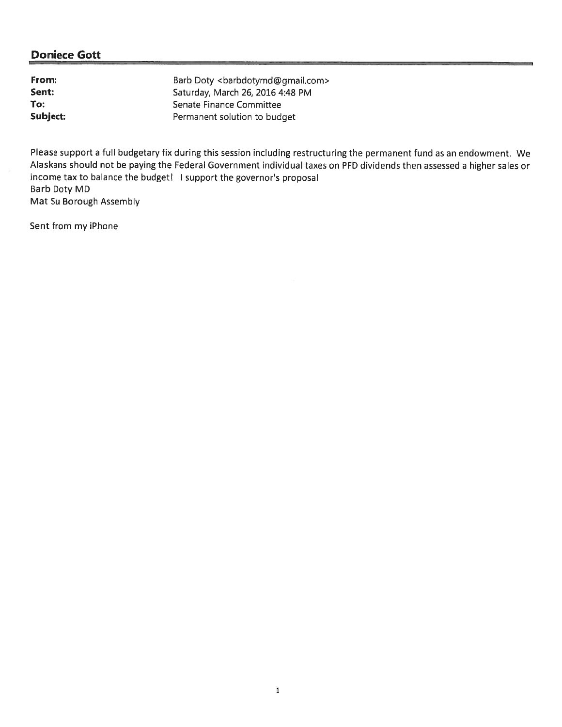## Doniece Gott

| | |
|---|---|
| **From:** | Barb Doty <barbdotymd@gmail.com> |
| **Sent:** | Saturday, March 26, 2016 4:48 PM |
| **To:** | Senate Finance Committee |
| **Subject:** | Permanent solution to budget |

Please support a full budgetary fix during this session including restructuring the permanent fund as an endowment. We Alaskans should not be paying the Federal Government individual taxes on PFD dividends then assessed a higher sales or income tax to balance the budget! I support the governor's proposal  
Barb Doty MD  
Mat Su Borough Assembly

Sent from my iPhone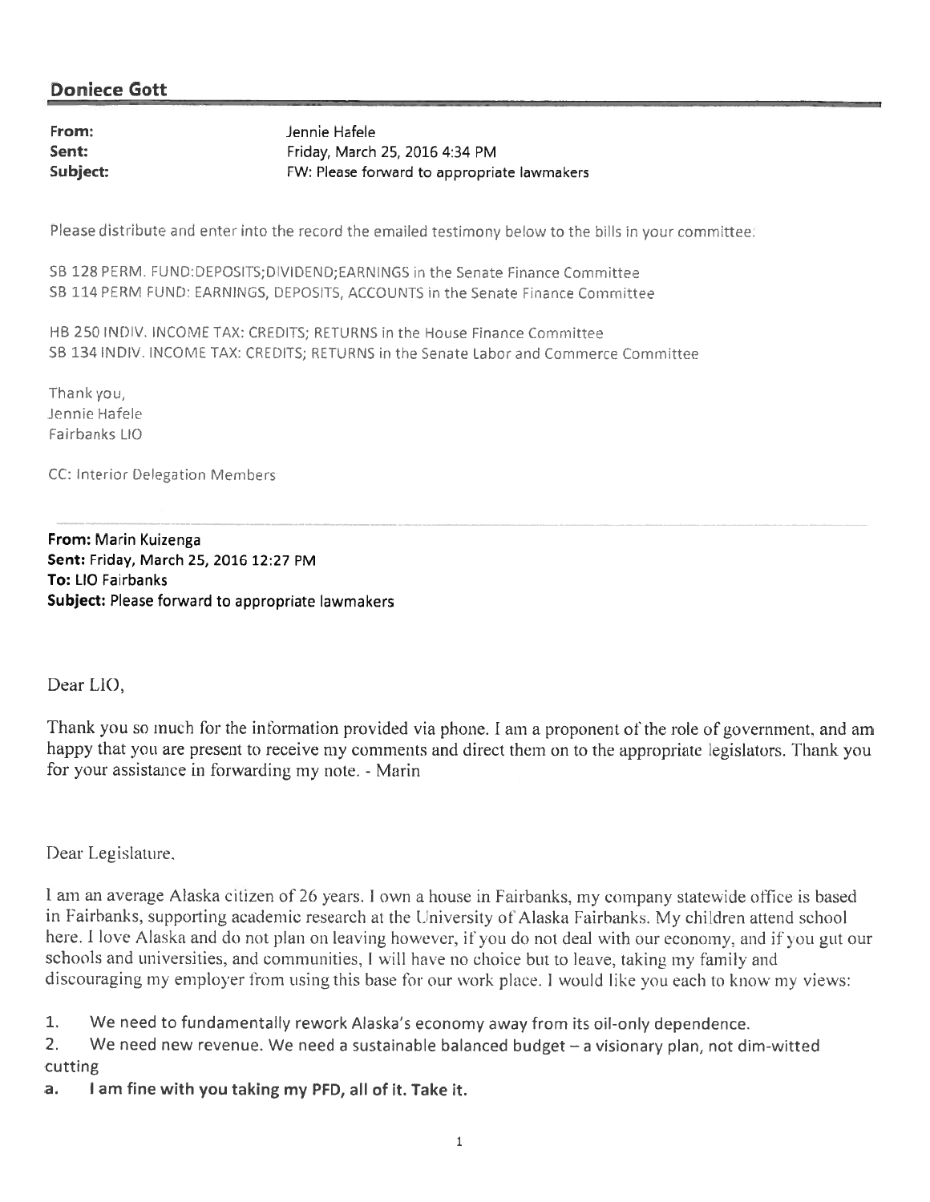## Doniece Gott

**From:** Jennie Hafele
**Sent:** Friday, March 25, 2016 4:34 PM
**Subject:** FW: Please forward to appropriate lawmakers

Please distribute and enter into the record the emailed testimony below to the bills in your committee:

SB 128 PERM. FUND:DEPOSITS;DIVIDEND;EARNINGS in the Senate Finance Committee
SB 114 PERM FUND: EARNINGS, DEPOSITS, ACCOUNTS in the Senate Finance Committee

HB 250 INDIV. INCOME TAX: CREDITS; RETURNS in the House Finance Committee
SB 134 INDIV. INCOME TAX: CREDITS; RETURNS in the Senate Labor and Commerce Committee

Thank you,
Jennie Hafele
Fairbanks LIO

CC: Interior Delegation Members

---

**From:** Marin Kuizenga
**Sent:** Friday, March 25, 2016 12:27 PM
**To:** LIO Fairbanks
**Subject:** Please forward to appropriate lawmakers

Dear LIO,

Thank you so much for the information provided via phone. I am a proponent of the role of government, and am happy that you are present to receive my comments and direct them on to the appropriate legislators. Thank you for your assistance in forwarding my note. - Marin

Dear Legislature,

I am an average Alaska citizen of 26 years. I own a house in Fairbanks, my company statewide office is based in Fairbanks, supporting academic research at the University of Alaska Fairbanks. My children attend school here. I love Alaska and do not plan on leaving however, if you do not deal with our economy, and if you gut our schools and universities, and communities, I will have no choice but to leave, taking my family and discouraging my employer from using this base for our work place. I would like you each to know my views:

1. We need to fundamentally rework Alaska's economy away from its oil-only dependence.
2. We need new revenue. We need a sustainable balanced budget – a visionary plan, not dim-witted cutting

a. **I am fine with you taking my PFD, all of it. Take it.**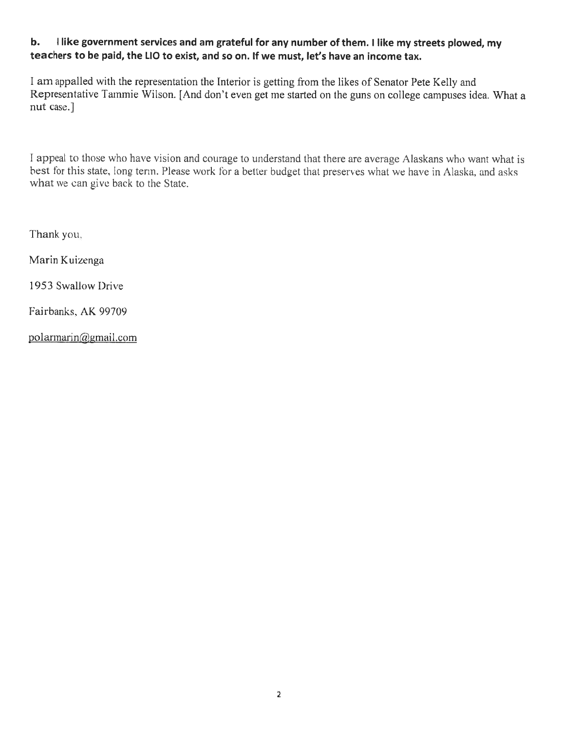**b. I like government services and am grateful for any number of them. I like my streets plowed, my teachers to be paid, the LIO to exist, and so on. If we must, let's have an income tax.**

I am appalled with the representation the Interior is getting from the likes of Senator Pete Kelly and Representative Tammie Wilson. [And don't even get me started on the guns on college campuses idea. What a nut case.]

I appeal to those who have vision and courage to understand that there are average Alaskans who want what is best for this state, long term. Please work for a better budget that preserves what we have in Alaska, and asks what we can give back to the State.

Thank you,

Marin Kuizenga

1953 Swallow Drive

Fairbanks, AK 99709

polarmarin@gmail.com